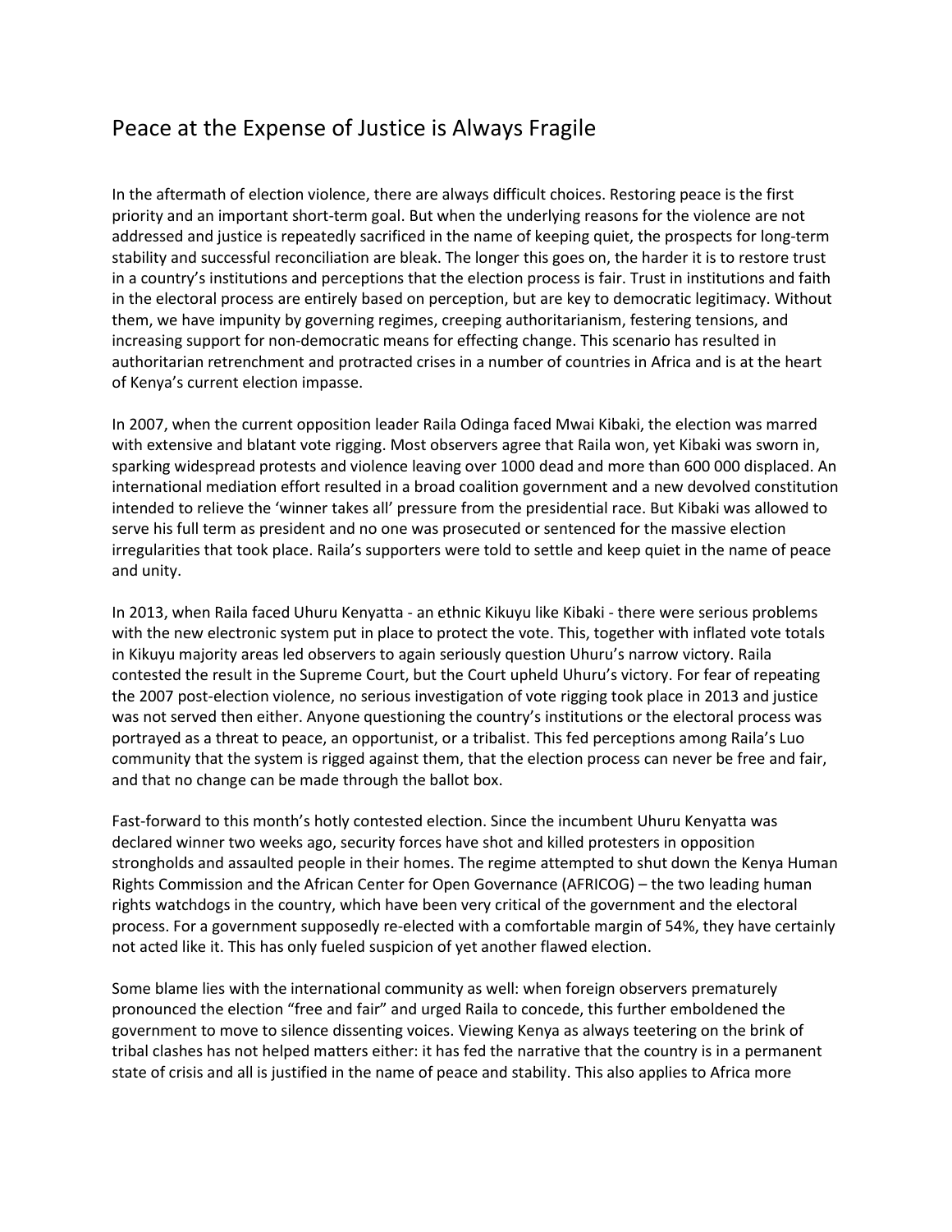# Peace at the Expense of Justice is Always Fragile

In the aftermath of election violence, there are always difficult choices. Restoring peace is the first priority and an important short-term goal. But when the underlying reasons for the violence are not addressed and justice is repeatedly sacrificed in the name of keeping quiet, the prospects for long-term stability and successful reconciliation are bleak. The longer this goes on, the harder it is to restore trust in a country's institutions and perceptions that the election process is fair. Trust in institutions and faith in the electoral process are entirely based on perception, but are key to democratic legitimacy. Without them, we have impunity by governing regimes, creeping authoritarianism, festering tensions, and increasing support for non-democratic means for effecting change. This scenario has resulted in authoritarian retrenchment and protracted crises in a number of countries in Africa and is at the heart of Kenya's current election impasse.

In 2007, when the current opposition leader Raila Odinga faced Mwai Kibaki, the election was marred with extensive and blatant vote rigging. Most observers agree that Raila won, yet Kibaki was sworn in, sparking widespread protests and violence leaving over 1000 dead and more than 600 000 displaced. An international mediation effort resulted in a broad coalition government and a new devolved constitution intended to relieve the 'winner takes all' pressure from the presidential race. But Kibaki was allowed to serve his full term as president and no one was prosecuted or sentenced for the massive election irregularities that took place. Raila's supporters were told to settle and keep quiet in the name of peace and unity.

In 2013, when Raila faced Uhuru Kenyatta - an ethnic Kikuyu like Kibaki - there were serious problems with the new electronic system put in place to protect the vote. This, together with inflated vote totals in Kikuyu majority areas led observers to again seriously question Uhuru's narrow victory. Raila contested the result in the Supreme Court, but the Court upheld Uhuru's victory. For fear of repeating the 2007 post-election violence, no serious investigation of vote rigging took place in 2013 and justice was not served then either. Anyone questioning the country's institutions or the electoral process was portrayed as a threat to peace, an opportunist, or a tribalist. This fed perceptions among Raila's Luo community that the system is rigged against them, that the election process can never be free and fair, and that no change can be made through the ballot box.

Fast-forward to this month's hotly contested election. Since the incumbent Uhuru Kenyatta was declared winner two weeks ago, security forces have shot and killed protesters in opposition strongholds and assaulted people in their homes. The regime attempted to shut down the Kenya Human Rights Commission and the African Center for Open Governance (AFRICOG) – the two leading human rights watchdogs in the country, which have been very critical of the government and the electoral process. For a government supposedly re-elected with a comfortable margin of 54%, they have certainly not acted like it. This has only fueled suspicion of yet another flawed election.

Some blame lies with the international community as well: when foreign observers prematurely pronounced the election "free and fair" and urged Raila to concede, this further emboldened the government to move to silence dissenting voices. Viewing Kenya as always teetering on the brink of tribal clashes has not helped matters either: it has fed the narrative that the country is in a permanent state of crisis and all is justified in the name of peace and stability. This also applies to Africa more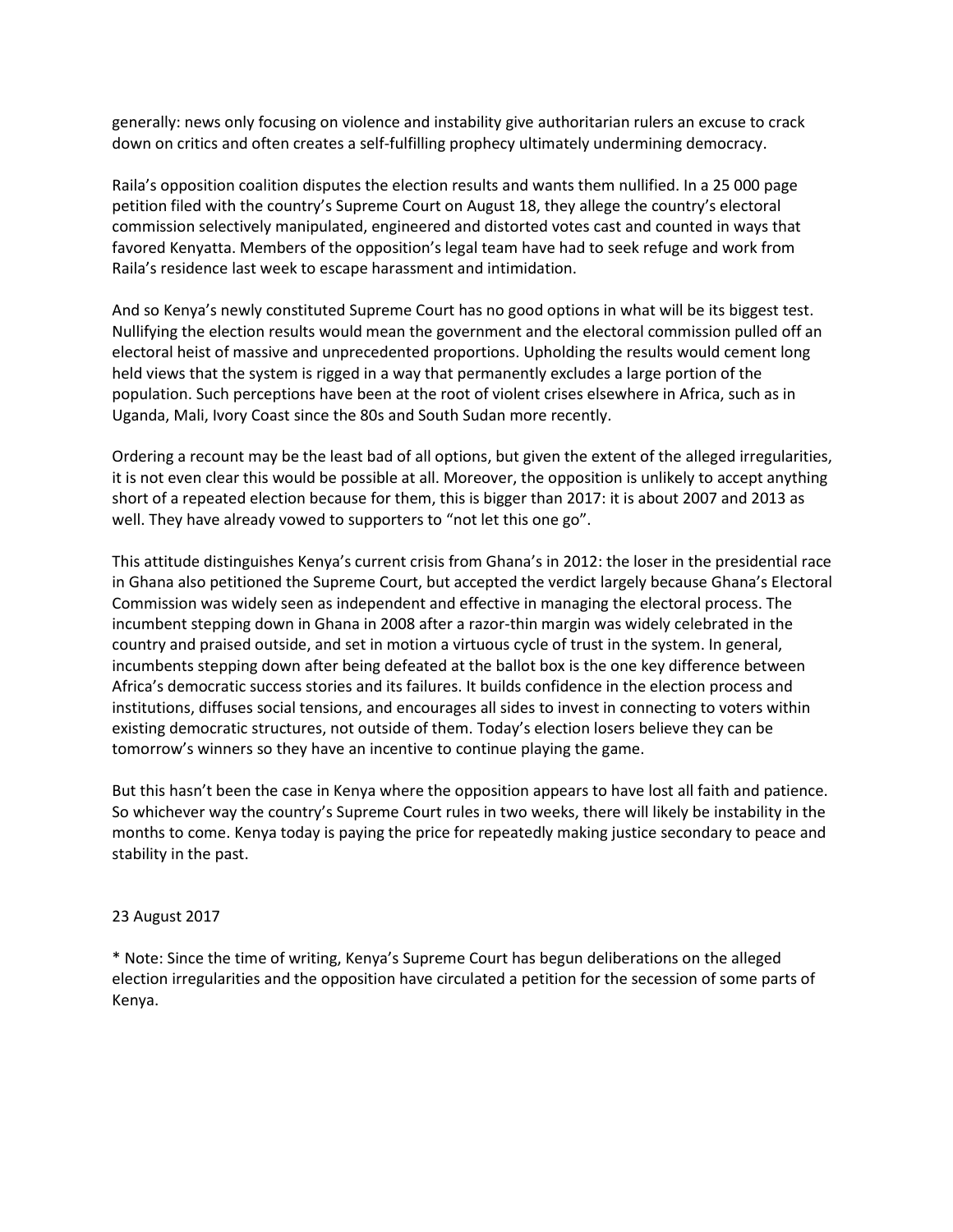generally: news only focusing on violence and instability give authoritarian rulers an excuse to crack down on critics and often creates a self-fulfilling prophecy ultimately undermining democracy.

Raila's opposition coalition disputes the election results and wants them nullified. In a 25 000 page petition filed with the country's Supreme Court on August 18, they allege the country's electoral commission selectively manipulated, engineered and distorted votes cast and counted in ways that favored Kenyatta. Members of the opposition's legal team have had to seek refuge and work from Raila's residence last week to escape harassment and intimidation.

And so Kenya's newly constituted Supreme Court has no good options in what will be its biggest test. Nullifying the election results would mean the government and the electoral commission pulled off an electoral heist of massive and unprecedented proportions. Upholding the results would cement long held views that the system is rigged in a way that permanently excludes a large portion of the population. Such perceptions have been at the root of violent crises elsewhere in Africa, such as in Uganda, Mali, Ivory Coast since the 80s and South Sudan more recently.

Ordering a recount may be the least bad of all options, but given the extent of the alleged irregularities, it is not even clear this would be possible at all. Moreover, the opposition is unlikely to accept anything short of a repeated election because for them, this is bigger than 2017: it is about 2007 and 2013 as well. They have already vowed to supporters to "not let this one go".

This attitude distinguishes Kenya's current crisis from Ghana's in 2012: the loser in the presidential race in Ghana also petitioned the Supreme Court, but accepted the verdict largely because Ghana's Electoral Commission was widely seen as independent and effective in managing the electoral process. The incumbent stepping down in Ghana in 2008 after a razor-thin margin was widely celebrated in the country and praised outside, and set in motion a virtuous cycle of trust in the system. In general, incumbents stepping down after being defeated at the ballot box is the one key difference between Africa's democratic success stories and its failures. It builds confidence in the election process and institutions, diffuses social tensions, and encourages all sides to invest in connecting to voters within existing democratic structures, not outside of them. Today's election losers believe they can be tomorrow's winners so they have an incentive to continue playing the game.

But this hasn't been the case in Kenya where the opposition appears to have lost all faith and patience. So whichever way the country's Supreme Court rules in two weeks, there will likely be instability in the months to come. Kenya today is paying the price for repeatedly making justice secondary to peace and stability in the past.

23 August 2017

* Note: Since the time of writing, Kenya's Supreme Court has begun deliberations on the alleged election irregularities and the opposition have circulated a petition for the secession of some parts of Kenya.